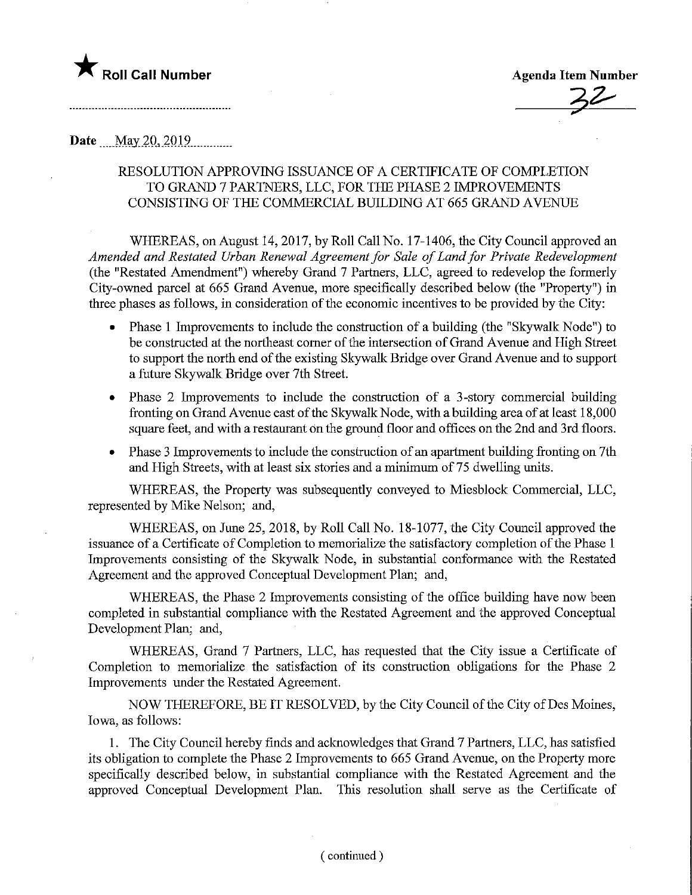★ **Roll Call Number**

..........................................................

**Agenda Item Number**

32

**Date** May 20, 2019

RESOLUTION APPROVING ISSUANCE OF A CERTIFICATE OF COMPLETION TO GRAND 7 PARTNERS, LLC, FOR THE PHASE 2 IMPROVEMENTS CONSISTING OF THE COMMERCIAL BUILDING AT 665 GRAND AVENUE

WHEREAS, on August 14, 2017, by Roll Call No. 17-1406, the City Council approved an *Amended and Restated Urban Renewal Agreement for Sale of Land for Private Redevelopment* (the "Restated Amendment") whereby Grand 7 Partners, LLC, agreed to redevelop the formerly City-owned parcel at 665 Grand Avenue, more specifically described below (the "Property") in three phases as follows, in consideration of the economic incentives to be provided by the City:

- Phase 1 Improvements to include the construction of a building (the "Skywalk Node") to be constructed at the northeast corner of the intersection of Grand Avenue and High Street to support the north end of the existing Skywalk Bridge over Grand Avenue and to support a future Skywalk Bridge over 7th Street.
- Phase 2 Improvements to include the construction of a 3-story commercial building fronting on Grand Avenue east of the Skywalk Node, with a building area of at least 18,000 square feet, and with a restaurant on the ground floor and offices on the 2nd and 3rd floors.
- Phase 3 Improvements to include the construction of an apartment building fronting on 7th and High Streets, with at least six stories and a minimum of 75 dwelling units.

WHEREAS, the Property was subsequently conveyed to Miesblock Commercial, LLC, represented by Mike Nelson; and,

WHEREAS, on June 25, 2018, by Roll Call No. 18-1077, the City Council approved the issuance of a Certificate of Completion to memorialize the satisfactory completion of the Phase 1 Improvements consisting of the Skywalk Node, in substantial conformance with the Restated Agreement and the approved Conceptual Development Plan; and,

WHEREAS, the Phase 2 Improvements consisting of the office building have now been completed in substantial compliance with the Restated Agreement and the approved Conceptual Development Plan; and,

WHEREAS, Grand 7 Partners, LLC, has requested that the City issue a Certificate of Completion to memorialize the satisfaction of its construction obligations for the Phase 2 Improvements under the Restated Agreement.

NOW THEREFORE, BE IT RESOLVED, by the City Council of the City of Des Moines, Iowa, as follows:

1. The City Council hereby finds and acknowledges that Grand 7 Partners, LLC, has satisfied its obligation to complete the Phase 2 Improvements to 665 Grand Avenue, on the Property more specifically described below, in substantial compliance with the Restated Agreement and the approved Conceptual Development Plan. This resolution shall serve as the Certificate of

( continued )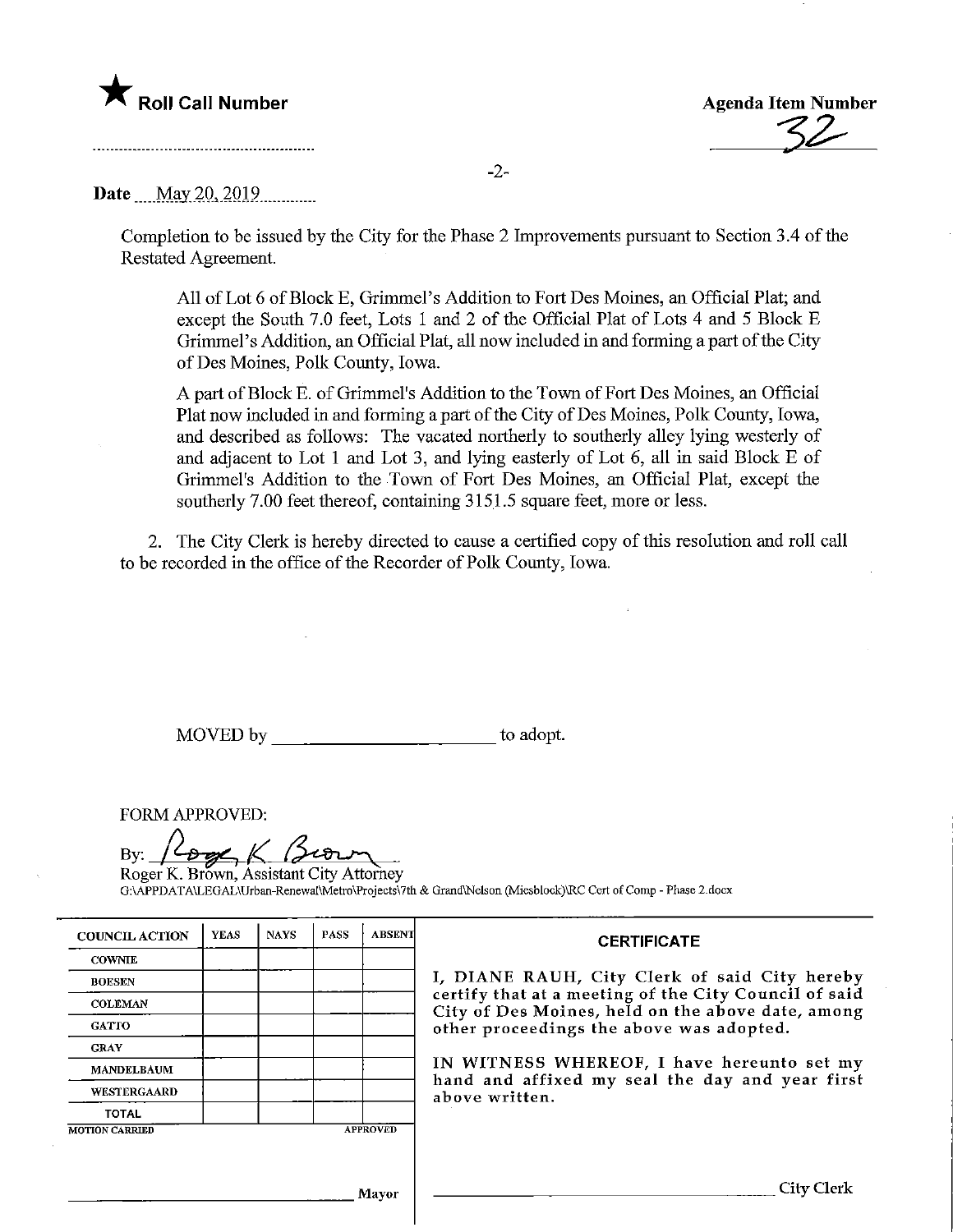★ **Roll Call Number**

**Agenda Item Number**

32

**Date** May 20, 2019

Completion to be issued by the City for the Phase 2 Improvements pursuant to Section 3.4 of the Restated Agreement.

> All of Lot 6 of Block E, Grimmel's Addition to Fort Des Moines, an Official Plat; and except the South 7.0 feet, Lots 1 and 2 of the Official Plat of Lots 4 and 5 Block E Grimmel's Addition, an Official Plat, all now included in and forming a part of the City of Des Moines, Polk County, Iowa.
>
> A part of Block E. of Grimmel's Addition to the Town of Fort Des Moines, an Official Plat now included in and forming a part of the City of Des Moines, Polk County, Iowa, and described as follows: The vacated northerly to southerly alley lying westerly of and adjacent to Lot 1 and Lot 3, and lying easterly of Lot 6, all in said Block E of Grimmel's Addition to the Town of Fort Des Moines, an Official Plat, except the southerly 7.00 feet thereof, containing 3151.5 square feet, more or less.

2. The City Clerk is hereby directed to cause a certified copy of this resolution and roll call to be recorded in the office of the Recorder of Polk County, Iowa.

MOVED by ____________________ to adopt.

FORM APPROVED:

By: *Roger K. Brown*
Roger K. Brown, Assistant City Attorney
G:\APPDATA\LEGAL\Urban-Renewal\Metro\Projects\7th & Grand\Nelson (Miesblock)\RC Cert of Comp - Phase 2.docx

| COUNCIL ACTION | YEAS | NAYS | PASS | ABSENT |
|---|---|---|---|---|
| COWNIE | | | | |
| BOESEN | | | | |
| COLEMAN | | | | |
| GATTO | | | | |
| GRAY | | | | |
| MANDELBAUM | | | | |
| WESTERGAARD | | | | |
| TOTAL | | | | |

MOTION CARRIED APPROVED

____________________ Mayor

**CERTIFICATE**

I, DIANE RAUH, City Clerk of said City hereby certify that at a meeting of the City Council of said City of Des Moines, held on the above date, among other proceedings the above was adopted.

IN WITNESS WHEREOF, I have hereunto set my hand and affixed my seal the day and year first above written.

____________________ City Clerk